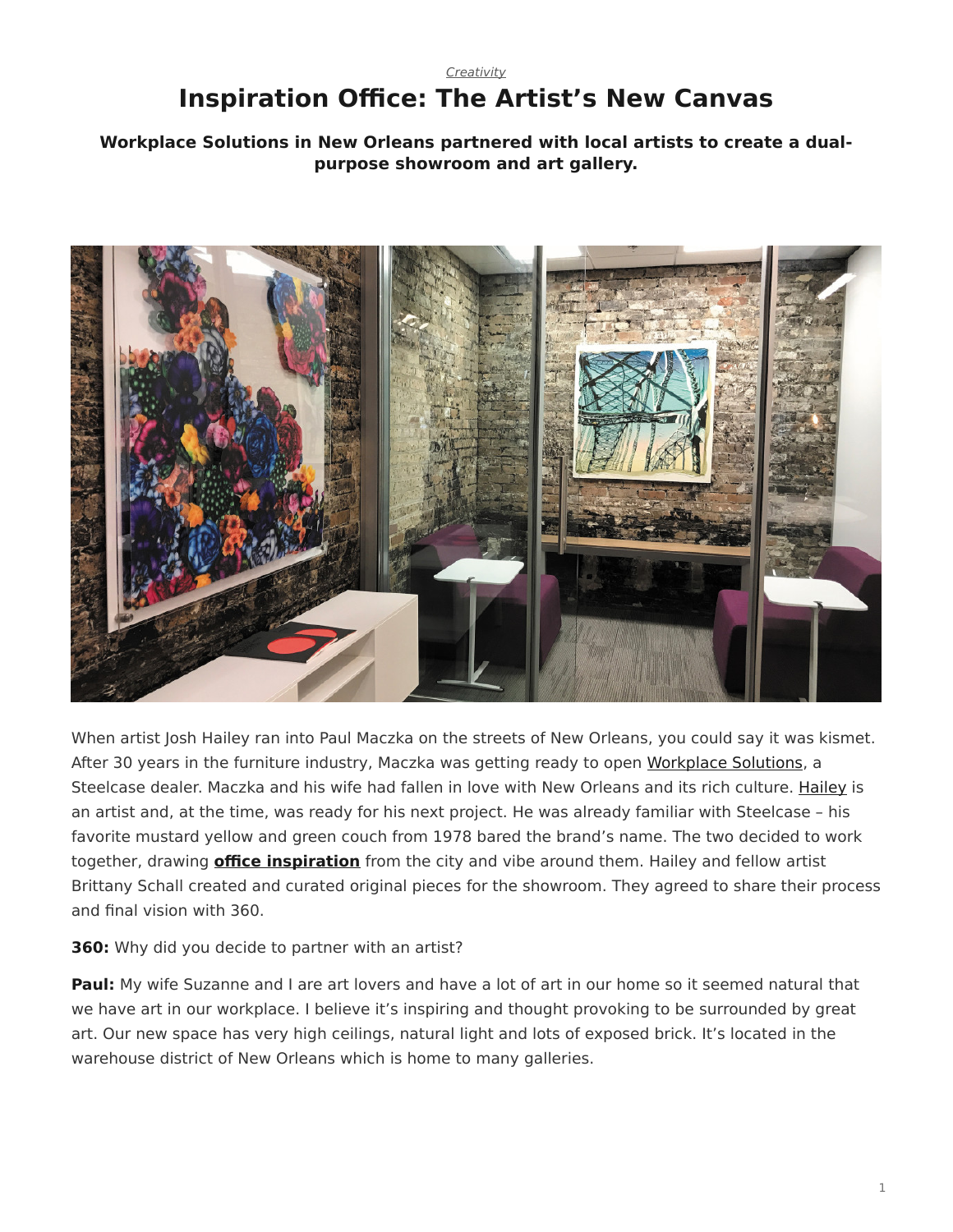*Creativity*

# Inspiration Office: The Artist's New Canvas

**Workplace Solutions in New Orleans partnered with local artists to create a dual-purpose showroom and art gallery.**

When artist Josh Hailey ran into Paul Maczka on the streets of New Orleans, you could say it was kismet. After 30 years in the furniture industry, Maczka was getting ready to open Workplace Solutions, a Steelcase dealer. Maczka and his wife had fallen in love with New Orleans and its rich culture. Hailey is an artist and, at the time, was ready for his next project. He was already familiar with Steelcase – his favorite mustard yellow and green couch from 1978 bared the brand's name. The two decided to work together, drawing **office inspiration** from the city and vibe around them. Hailey and fellow artist Brittany Schall created and curated original pieces for the showroom. They agreed to share their process and final vision with 360.

**360:** Why did you decide to partner with an artist?

**Paul:** My wife Suzanne and I are art lovers and have a lot of art in our home so it seemed natural that we have art in our workplace. I believe it's inspiring and thought provoking to be surrounded by great art. Our new space has very high ceilings, natural light and lots of exposed brick. It's located in the warehouse district of New Orleans which is home to many galleries.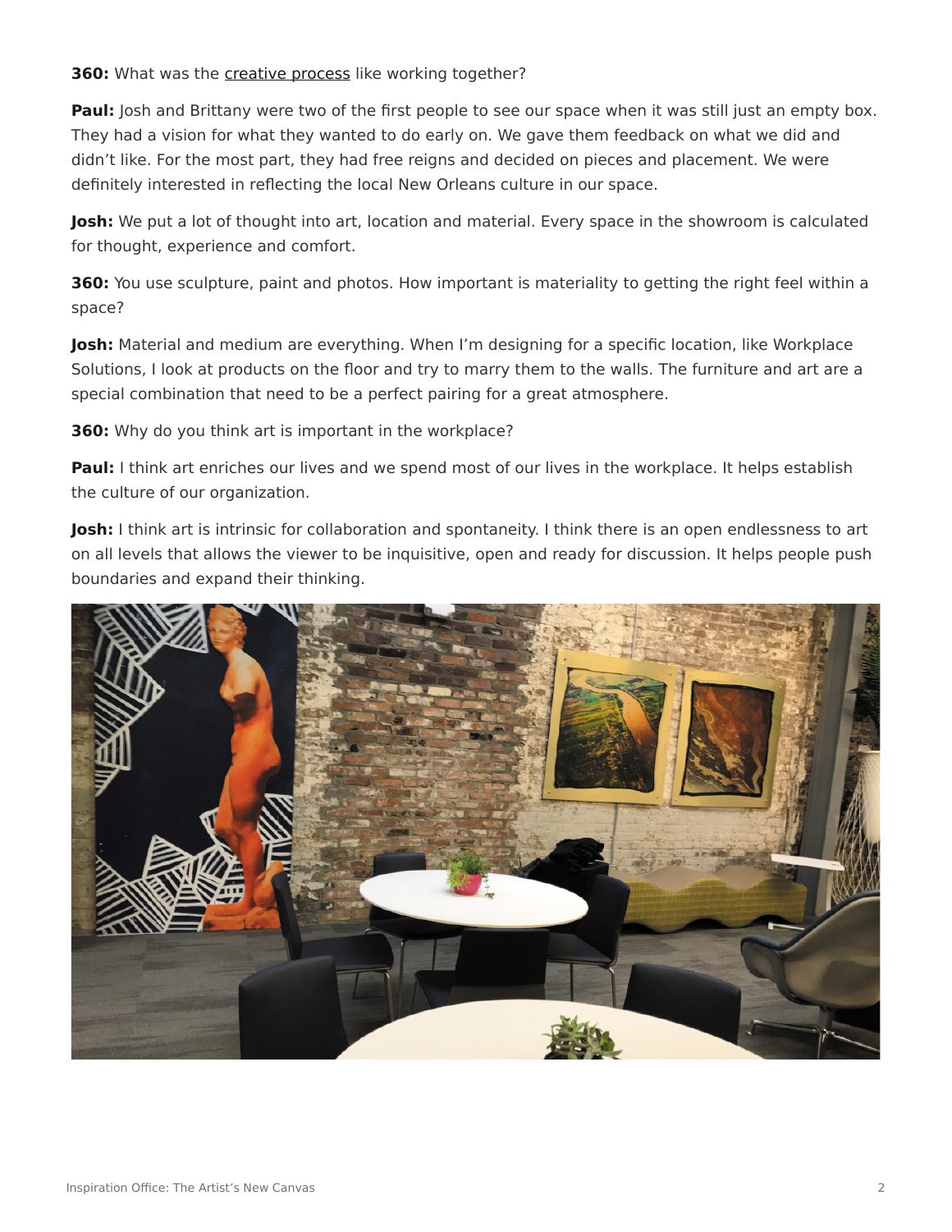**360:** What was the creative process like working together?

**Paul:** Josh and Brittany were two of the first people to see our space when it was still just an empty box. They had a vision for what they wanted to do early on. We gave them feedback on what we did and didn't like. For the most part, they had free reigns and decided on pieces and placement. We were definitely interested in reflecting the local New Orleans culture in our space.

**Josh:** We put a lot of thought into art, location and material. Every space in the showroom is calculated for thought, experience and comfort.

**360:** You use sculpture, paint and photos. How important is materiality to getting the right feel within a space?

**Josh:** Material and medium are everything. When I'm designing for a specific location, like Workplace Solutions, I look at products on the floor and try to marry them to the walls. The furniture and art are a special combination that need to be a perfect pairing for a great atmosphere.

**360:** Why do you think art is important in the workplace?

**Paul:** I think art enriches our lives and we spend most of our lives in the workplace. It helps establish the culture of our organization.

**Josh:** I think art is intrinsic for collaboration and spontaneity. I think there is an open endlessness to art on all levels that allows the viewer to be inquisitive, open and ready for discussion. It helps people push boundaries and expand their thinking.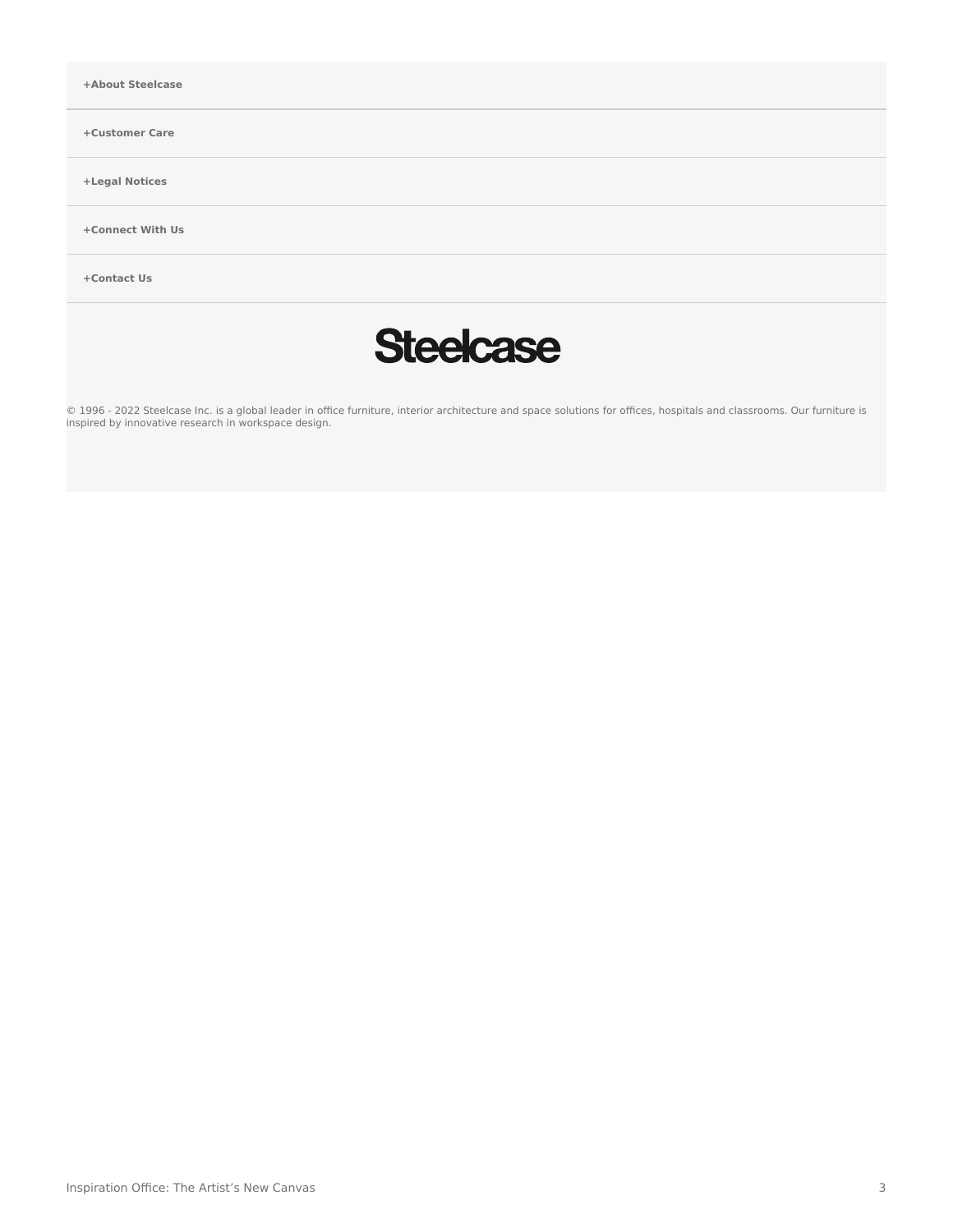**+About Steelcase**

**+Customer Care**

**+Legal Notices**

**+Connect With Us**

**+Contact Us**

Steelcase

© 1996 - 2022 Steelcase Inc. is a global leader in office furniture, interior architecture and space solutions for offices, hospitals and classrooms. Our furniture is inspired by innovative research in workspace design.